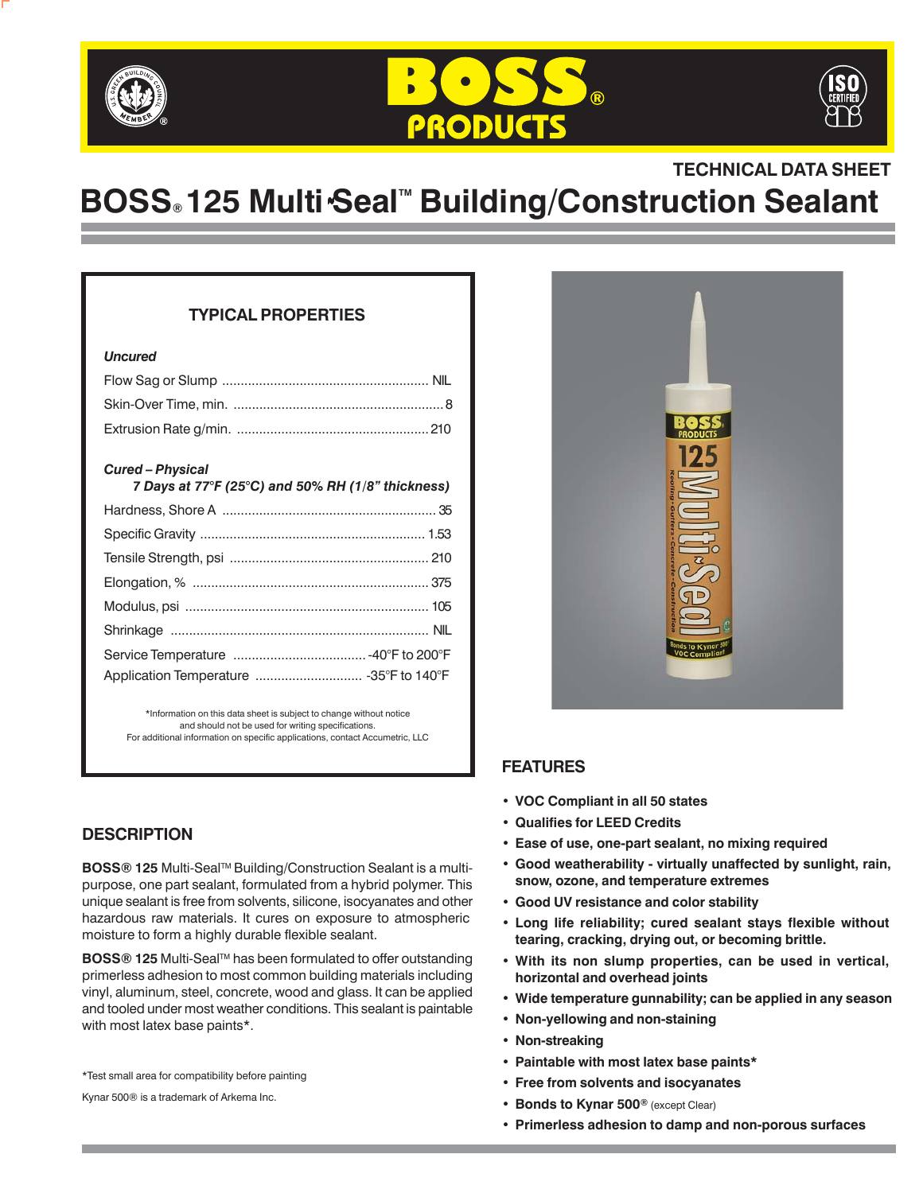TECHNICAL DATA SHEET

# BOSS® 125 Multi-Seal™ Building/Construction Sealant

## TYPICAL PROPERTIES

***Uncured***

| Property | Value |
|---|---|
| Flow Sag or Slump | NIL |
| Skin-Over Time, min. | 8 |
| Extrusion Rate g/min. | 210 |

***Cured – Physical***
***7 Days at 77°F (25°C) and 50% RH (1/8" thickness)***

| Property | Value |
|---|---|
| Hardness, Shore A | 35 |
| Specific Gravity | 1.53 |
| Tensile Strength, psi | 210 |
| Elongation, % | 375 |
| Modulus, psi | 105 |
| Shrinkage | NIL |
| Service Temperature | -40°F to 200°F |
| Application Temperature | -35°F to 140°F |

*Information on this data sheet is subject to change without notice and should not be used for writing specifications.
For additional information on specific applications, contact Accumetric, LLC

## DESCRIPTION

**BOSS® 125** Multi-Seal™ Building/Construction Sealant is a multi-purpose, one part sealant, formulated from a hybrid polymer. This unique sealant is free from solvents, silicone, isocyanates and other hazardous raw materials. It cures on exposure to atmospheric moisture to form a highly durable flexible sealant.

**BOSS® 125** Multi-Seal™ has been formulated to offer outstanding primerless adhesion to most common building materials including vinyl, aluminum, steel, concrete, wood and glass. It can be applied and tooled under most weather conditions. This sealant is paintable with most latex base paints*.

*Test small area for compatibility before painting

Kynar 500® is a trademark of Arkema Inc.

## FEATURES

- **VOC Compliant in all 50 states**
- **Qualifies for LEED Credits**
- **Ease of use, one-part sealant, no mixing required**
- **Good weatherability - virtually unaffected by sunlight, rain, snow, ozone, and temperature extremes**
- **Good UV resistance and color stability**
- **Long life reliability; cured sealant stays flexible without tearing, cracking, drying out, or becoming brittle.**
- **With its non slump properties, can be used in vertical, horizontal and overhead joints**
- **Wide temperature gunnability; can be applied in any season**
- **Non-yellowing and non-staining**
- **Non-streaking**
- **Paintable with most latex base paints***
- **Free from solvents and isocyanates**
- **Bonds to Kynar 500®** (except Clear)
- **Primerless adhesion to damp and non-porous surfaces**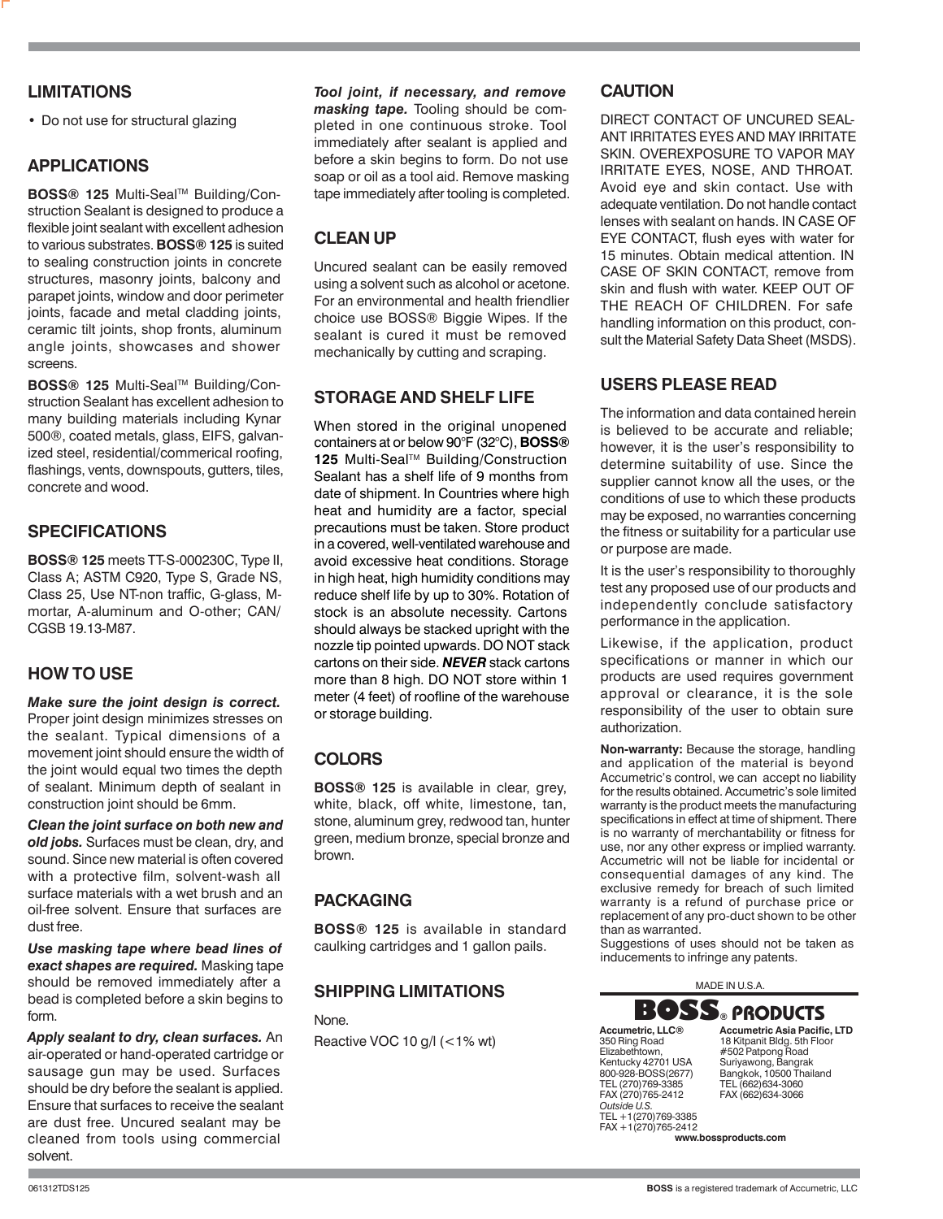## LIMITATIONS

- Do not use for structural glazing

## APPLICATIONS

**BOSS® 125** Multi-Seal™ Building/Construction Sealant is designed to produce a flexible joint sealant with excellent adhesion to various substrates. **BOSS® 125** is suited to sealing construction joints in concrete structures, masonry joints, balcony and parapet joints, window and door perimeter joints, facade and metal cladding joints, ceramic tilt joints, shop fronts, aluminum angle joints, showcases and shower screens.

**BOSS® 125** Multi-Seal™ Building/Construction Sealant has excellent adhesion to many building materials including Kynar 500®, coated metals, glass, EIFS, galvanized steel, residential/commerical roofing, flashings, vents, downspouts, gutters, tiles, concrete and wood.

## SPECIFICATIONS

**BOSS® 125** meets TT-S-000230C, Type II, Class A; ASTM C920, Type S, Grade NS, Class 25, Use NT-non traffic, G-glass, M-mortar, A-aluminum and O-other; CAN/CGSB 19.13-M87.

## HOW TO USE

***Make sure the joint design is correct.*** Proper joint design minimizes stresses on the sealant. Typical dimensions of a movement joint should ensure the width of the joint would equal two times the depth of sealant. Minimum depth of sealant in construction joint should be 6mm.

***Clean the joint surface on both new and old jobs.*** Surfaces must be clean, dry, and sound. Since new material is often covered with a protective film, solvent-wash all surface materials with a wet brush and an oil-free solvent. Ensure that surfaces are dust free.

***Use masking tape where bead lines of exact shapes are required.*** Masking tape should be removed immediately after a bead is completed before a skin begins to form.

***Apply sealant to dry, clean surfaces.*** An air-operated or hand-operated cartridge or sausage gun may be used. Surfaces should be dry before the sealant is applied. Ensure that surfaces to receive the sealant are dust free. Uncured sealant may be cleaned from tools using commercial solvent.

***Tool joint, if necessary, and remove masking tape.*** Tooling should be completed in one continuous stroke. Tool immediately after sealant is applied and before a skin begins to form. Do not use soap or oil as a tool aid. Remove masking tape immediately after tooling is completed.

## CLEAN UP

Uncured sealant can be easily removed using a solvent such as alcohol or acetone. For an environmental and health friendlier choice use BOSS® Biggie Wipes. If the sealant is cured it must be removed mechanically by cutting and scraping.

## STORAGE AND SHELF LIFE

When stored in the original unopened containers at or below 90°F (32°C), **BOSS® 125** Multi-Seal™ Building/Construction Sealant has a shelf life of 9 months from date of shipment. In Countries where high heat and humidity are a factor, special precautions must be taken. Store product in a covered, well-ventilated warehouse and avoid excessive heat conditions. Storage in high heat, high humidity conditions may reduce shelf life by up to 30%. Rotation of stock is an absolute necessity. Cartons should always be stacked upright with the nozzle tip pointed upwards. DO NOT stack cartons on their side. ***NEVER*** stack cartons more than 8 high. DO NOT store within 1 meter (4 feet) of roofline of the warehouse or storage building.

## COLORS

**BOSS® 125** is available in clear, grey, white, black, off white, limestone, tan, stone, aluminum grey, redwood tan, hunter green, medium bronze, special bronze and brown.

## PACKAGING

**BOSS® 125** is available in standard caulking cartridges and 1 gallon pails.

## SHIPPING LIMITATIONS

None.

Reactive VOC 10 g/l (<1% wt)

## CAUTION

DIRECT CONTACT OF UNCURED SEALANT IRRITATES EYES AND MAY IRRITATE SKIN. OVEREXPOSURE TO VAPOR MAY IRRITATE EYES, NOSE, AND THROAT. Avoid eye and skin contact. Use with adequate ventilation. Do not handle contact lenses with sealant on hands. IN CASE OF EYE CONTACT, flush eyes with water for 15 minutes. Obtain medical attention. IN CASE OF SKIN CONTACT, remove from skin and flush with water. KEEP OUT OF THE REACH OF CHILDREN. For safe handling information on this product, consult the Material Safety Data Sheet (MSDS).

## USERS PLEASE READ

The information and data contained herein is believed to be accurate and reliable; however, it is the user's responsibility to determine suitability of use. Since the supplier cannot know all the uses, or the conditions of use to which these products may be exposed, no warranties concerning the fitness or suitability for a particular use or purpose are made.

It is the user's responsibility to thoroughly test any proposed use of our products and independently conclude satisfactory performance in the application.

Likewise, if the application, product specifications or manner in which our products are used requires government approval or clearance, it is the sole responsibility of the user to obtain sure authorization.

**Non-warranty:** Because the storage, handling and application of the material is beyond Accumetric's control, we can accept no liability for the results obtained. Accumetric's sole limited warranty is the product meets the manufacturing specifications in effect at time of shipment. There is no warranty of merchantability or fitness for use, nor any other express or implied warranty. Accumetric will not be liable for incidental or consequential damages of any kind. The exclusive remedy for breach of such limited warranty is a refund of purchase price or replacement of any pro-duct shown to be other than as warranted.
Suggestions of uses should not be taken as inducements to infringe any patents.

MADE IN U.S.A.

**BOSS® PRODUCTS**

**Accumetric, LLC®**
350 Ring Road
Elizabethtown,
Kentucky 42701 USA
800-928-BOSS(2677)
TEL (270)769-3385
FAX (270)765-2412
*Outside U.S.*
TEL +1(270)769-3385
FAX +1(270)765-2412

**Accumetric Asia Pacific, LTD**
18 Kitpanit Bldg. 5th Floor
#502 Patpong Road
Suriyawong, Bangrak
Bangkok, 10500 Thailand
TEL (662)634-3060
FAX (662)634-3066

**www.bossproducts.com**

061312TDS125

**BOSS** is a registered trademark of Accumetric, LLC